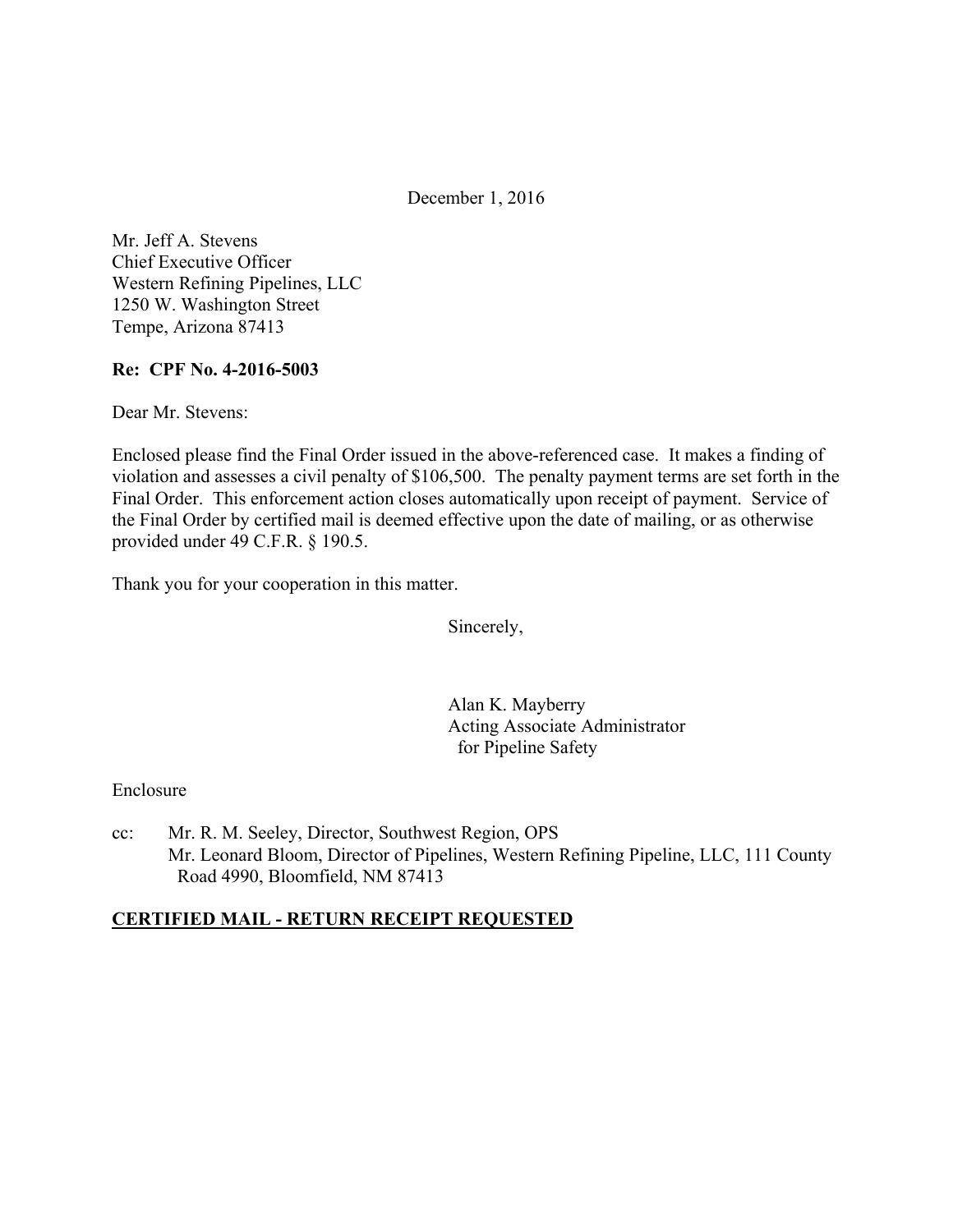December 1, 2016

Mr. Jeff A. Stevens
Chief Executive Officer
Western Refining Pipelines, LLC
1250 W. Washington Street
Tempe, Arizona 87413

**Re: CPF No. 4-2016-5003**

Dear Mr. Stevens:

Enclosed please find the Final Order issued in the above-referenced case. It makes a finding of violation and assesses a civil penalty of $106,500. The penalty payment terms are set forth in the Final Order. This enforcement action closes automatically upon receipt of payment. Service of the Final Order by certified mail is deemed effective upon the date of mailing, or as otherwise provided under 49 C.F.R. § 190.5.

Thank you for your cooperation in this matter.

Sincerely,

Alan K. Mayberry
Acting Associate Administrator
for Pipeline Safety

Enclosure

cc: Mr. R. M. Seeley, Director, Southwest Region, OPS
Mr. Leonard Bloom, Director of Pipelines, Western Refining Pipeline, LLC, 111 County Road 4990, Bloomfield, NM 87413

**CERTIFIED MAIL - RETURN RECEIPT REQUESTED**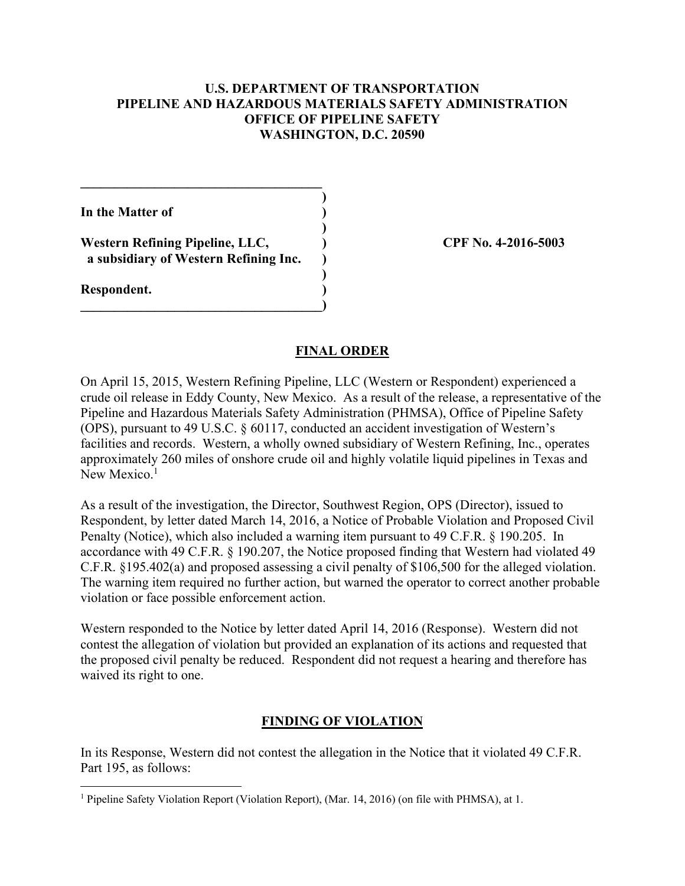**U.S. DEPARTMENT OF TRANSPORTATION**
**PIPELINE AND HAZARDOUS MATERIALS SAFETY ADMINISTRATION**
**OFFICE OF PIPELINE SAFETY**
**WASHINGTON, D.C. 20590**

**In the Matter of**

**Western Refining Pipeline, LLC,**
**a subsidiary of Western Refining Inc.**

**Respondent.**

**CPF No. 4-2016-5003**

## FINAL ORDER

On April 15, 2015, Western Refining Pipeline, LLC (Western or Respondent) experienced a crude oil release in Eddy County, New Mexico. As a result of the release, a representative of the Pipeline and Hazardous Materials Safety Administration (PHMSA), Office of Pipeline Safety (OPS), pursuant to 49 U.S.C. § 60117, conducted an accident investigation of Western's facilities and records. Western, a wholly owned subsidiary of Western Refining, Inc., operates approximately 260 miles of onshore crude oil and highly volatile liquid pipelines in Texas and New Mexico.[1]

As a result of the investigation, the Director, Southwest Region, OPS (Director), issued to Respondent, by letter dated March 14, 2016, a Notice of Probable Violation and Proposed Civil Penalty (Notice), which also included a warning item pursuant to 49 C.F.R. § 190.205. In accordance with 49 C.F.R. § 190.207, the Notice proposed finding that Western had violated 49 C.F.R. §195.402(a) and proposed assessing a civil penalty of $106,500 for the alleged violation. The warning item required no further action, but warned the operator to correct another probable violation or face possible enforcement action.

Western responded to the Notice by letter dated April 14, 2016 (Response). Western did not contest the allegation of violation but provided an explanation of its actions and requested that the proposed civil penalty be reduced. Respondent did not request a hearing and therefore has waived its right to one.

## FINDING OF VIOLATION

In its Response, Western did not contest the allegation in the Notice that it violated 49 C.F.R. Part 195, as follows:

[1] Pipeline Safety Violation Report (Violation Report), (Mar. 14, 2016) (on file with PHMSA), at 1.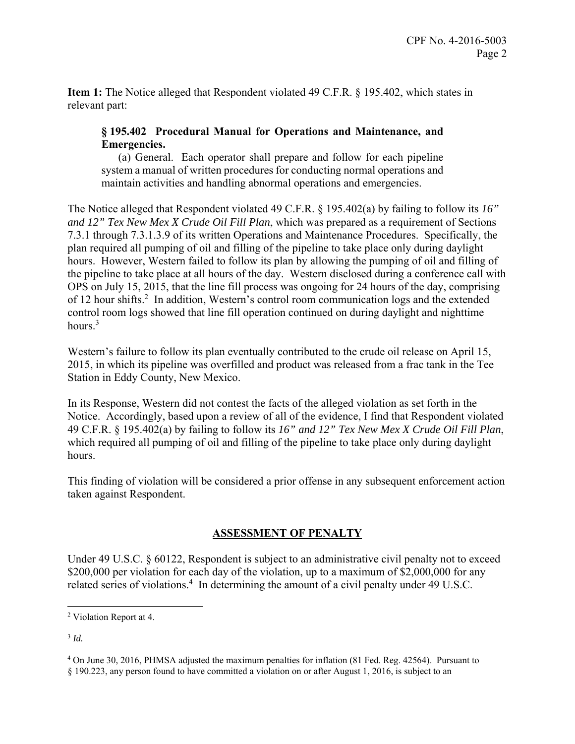**Item 1:** The Notice alleged that Respondent violated 49 C.F.R. § 195.402, which states in relevant part:

> **§ 195.402 Procedural Manual for Operations and Maintenance, and Emergencies.**
>
> (a) General. Each operator shall prepare and follow for each pipeline system a manual of written procedures for conducting normal operations and maintain activities and handling abnormal operations and emergencies.

The Notice alleged that Respondent violated 49 C.F.R. § 195.402(a) by failing to follow its *16" and 12" Tex New Mex X Crude Oil Fill Plan*, which was prepared as a requirement of Sections 7.3.1 through 7.3.1.3.9 of its written Operations and Maintenance Procedures. Specifically, the plan required all pumping of oil and filling of the pipeline to take place only during daylight hours. However, Western failed to follow its plan by allowing the pumping of oil and filling of the pipeline to take place at all hours of the day. Western disclosed during a conference call with OPS on July 15, 2015, that the line fill process was ongoing for 24 hours of the day, comprising of 12 hour shifts.[2] In addition, Western's control room communication logs and the extended control room logs showed that line fill operation continued on during daylight and nighttime hours.[3]

Western's failure to follow its plan eventually contributed to the crude oil release on April 15, 2015, in which its pipeline was overfilled and product was released from a frac tank in the Tee Station in Eddy County, New Mexico.

In its Response, Western did not contest the facts of the alleged violation as set forth in the Notice. Accordingly, based upon a review of all of the evidence, I find that Respondent violated 49 C.F.R. § 195.402(a) by failing to follow its *16" and 12" Tex New Mex X Crude Oil Fill Plan*, which required all pumping of oil and filling of the pipeline to take place only during daylight hours.

This finding of violation will be considered a prior offense in any subsequent enforcement action taken against Respondent.

## ASSESSMENT OF PENALTY

Under 49 U.S.C. § 60122, Respondent is subject to an administrative civil penalty not to exceed $200,000 per violation for each day of the violation, up to a maximum of $2,000,000 for any related series of violations.[4] In determining the amount of a civil penalty under 49 U.S.C.

---

[2] Violation Report at 4.

[3] *Id.*

[4] On June 30, 2016, PHMSA adjusted the maximum penalties for inflation (81 Fed. Reg. 42564). Pursuant to § 190.223, any person found to have committed a violation on or after August 1, 2016, is subject to an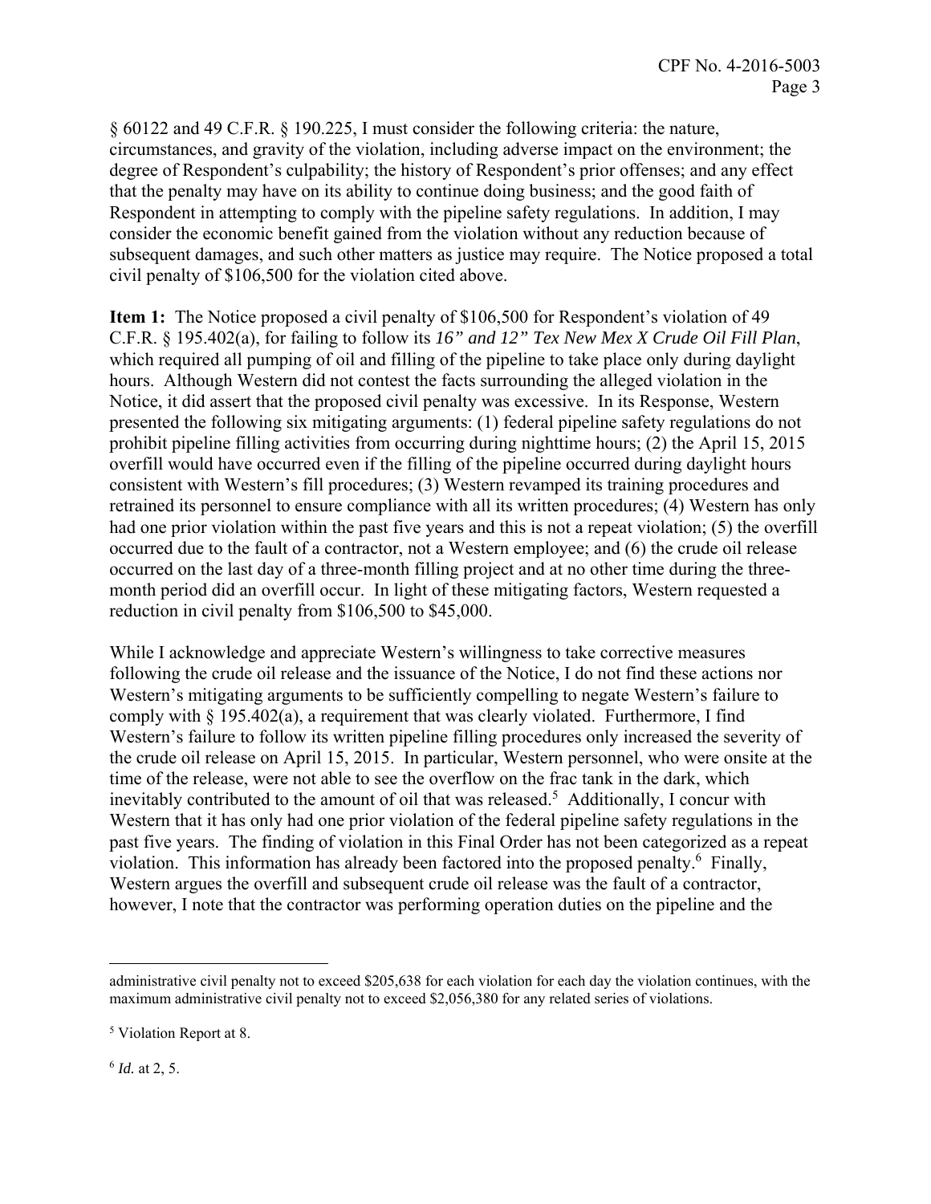§ 60122 and 49 C.F.R. § 190.225, I must consider the following criteria: the nature, circumstances, and gravity of the violation, including adverse impact on the environment; the degree of Respondent's culpability; the history of Respondent's prior offenses; and any effect that the penalty may have on its ability to continue doing business; and the good faith of Respondent in attempting to comply with the pipeline safety regulations. In addition, I may consider the economic benefit gained from the violation without any reduction because of subsequent damages, and such other matters as justice may require. The Notice proposed a total civil penalty of $106,500 for the violation cited above.

**Item 1:** The Notice proposed a civil penalty of $106,500 for Respondent's violation of 49 C.F.R. § 195.402(a), for failing to follow its *16" and 12" Tex New Mex X Crude Oil Fill Plan*, which required all pumping of oil and filling of the pipeline to take place only during daylight hours. Although Western did not contest the facts surrounding the alleged violation in the Notice, it did assert that the proposed civil penalty was excessive. In its Response, Western presented the following six mitigating arguments: (1) federal pipeline safety regulations do not prohibit pipeline filling activities from occurring during nighttime hours; (2) the April 15, 2015 overfill would have occurred even if the filling of the pipeline occurred during daylight hours consistent with Western's fill procedures; (3) Western revamped its training procedures and retrained its personnel to ensure compliance with all its written procedures; (4) Western has only had one prior violation within the past five years and this is not a repeat violation; (5) the overfill occurred due to the fault of a contractor, not a Western employee; and (6) the crude oil release occurred on the last day of a three-month filling project and at no other time during the three-month period did an overfill occur. In light of these mitigating factors, Western requested a reduction in civil penalty from $106,500 to $45,000.

While I acknowledge and appreciate Western's willingness to take corrective measures following the crude oil release and the issuance of the Notice, I do not find these actions nor Western's mitigating arguments to be sufficiently compelling to negate Western's failure to comply with § 195.402(a), a requirement that was clearly violated. Furthermore, I find Western's failure to follow its written pipeline filling procedures only increased the severity of the crude oil release on April 15, 2015. In particular, Western personnel, who were onsite at the time of the release, were not able to see the overflow on the frac tank in the dark, which inevitably contributed to the amount of oil that was released.[5] Additionally, I concur with Western that it has only had one prior violation of the federal pipeline safety regulations in the past five years. The finding of violation in this Final Order has not been categorized as a repeat violation. This information has already been factored into the proposed penalty.[6] Finally, Western argues the overfill and subsequent crude oil release was the fault of a contractor, however, I note that the contractor was performing operation duties on the pipeline and the

---

administrative civil penalty not to exceed $205,638 for each violation for each day the violation continues, with the maximum administrative civil penalty not to exceed $2,056,380 for any related series of violations.

[5] Violation Report at 8.

[6] *Id.* at 2, 5.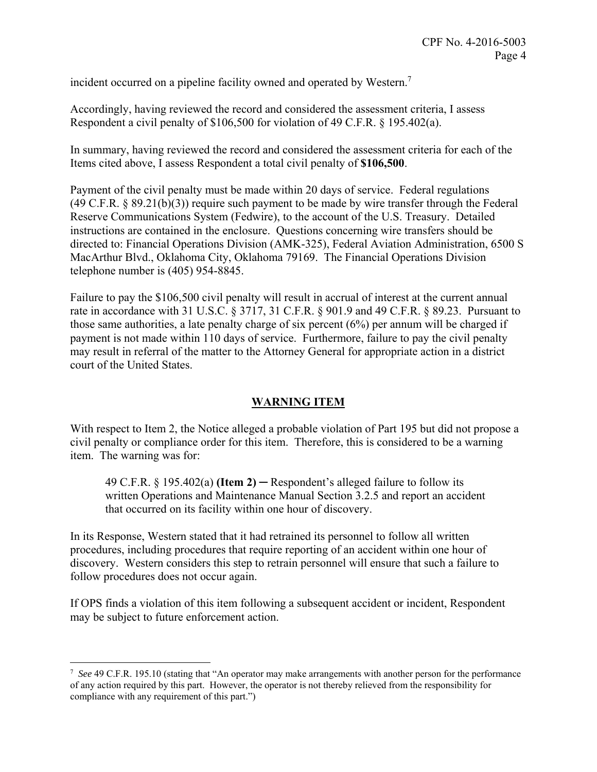incident occurred on a pipeline facility owned and operated by Western.[7]

Accordingly, having reviewed the record and considered the assessment criteria, I assess Respondent a civil penalty of $106,500 for violation of 49 C.F.R. § 195.402(a).

In summary, having reviewed the record and considered the assessment criteria for each of the Items cited above, I assess Respondent a total civil penalty of **$106,500**.

Payment of the civil penalty must be made within 20 days of service. Federal regulations (49 C.F.R. § 89.21(b)(3)) require such payment to be made by wire transfer through the Federal Reserve Communications System (Fedwire), to the account of the U.S. Treasury. Detailed instructions are contained in the enclosure. Questions concerning wire transfers should be directed to: Financial Operations Division (AMK-325), Federal Aviation Administration, 6500 S MacArthur Blvd., Oklahoma City, Oklahoma 79169. The Financial Operations Division telephone number is (405) 954-8845.

Failure to pay the $106,500 civil penalty will result in accrual of interest at the current annual rate in accordance with 31 U.S.C. § 3717, 31 C.F.R. § 901.9 and 49 C.F.R. § 89.23. Pursuant to those same authorities, a late penalty charge of six percent (6%) per annum will be charged if payment is not made within 110 days of service. Furthermore, failure to pay the civil penalty may result in referral of the matter to the Attorney General for appropriate action in a district court of the United States.

## WARNING ITEM

With respect to Item 2, the Notice alleged a probable violation of Part 195 but did not propose a civil penalty or compliance order for this item. Therefore, this is considered to be a warning item. The warning was for:

> 49 C.F.R. § 195.402(a) **(Item 2)** ─ Respondent's alleged failure to follow its written Operations and Maintenance Manual Section 3.2.5 and report an accident that occurred on its facility within one hour of discovery.

In its Response, Western stated that it had retrained its personnel to follow all written procedures, including procedures that require reporting of an accident within one hour of discovery. Western considers this step to retrain personnel will ensure that such a failure to follow procedures does not occur again.

If OPS finds a violation of this item following a subsequent accident or incident, Respondent may be subject to future enforcement action.

---

[7] *See* 49 C.F.R. 195.10 (stating that "An operator may make arrangements with another person for the performance of any action required by this part. However, the operator is not thereby relieved from the responsibility for compliance with any requirement of this part.")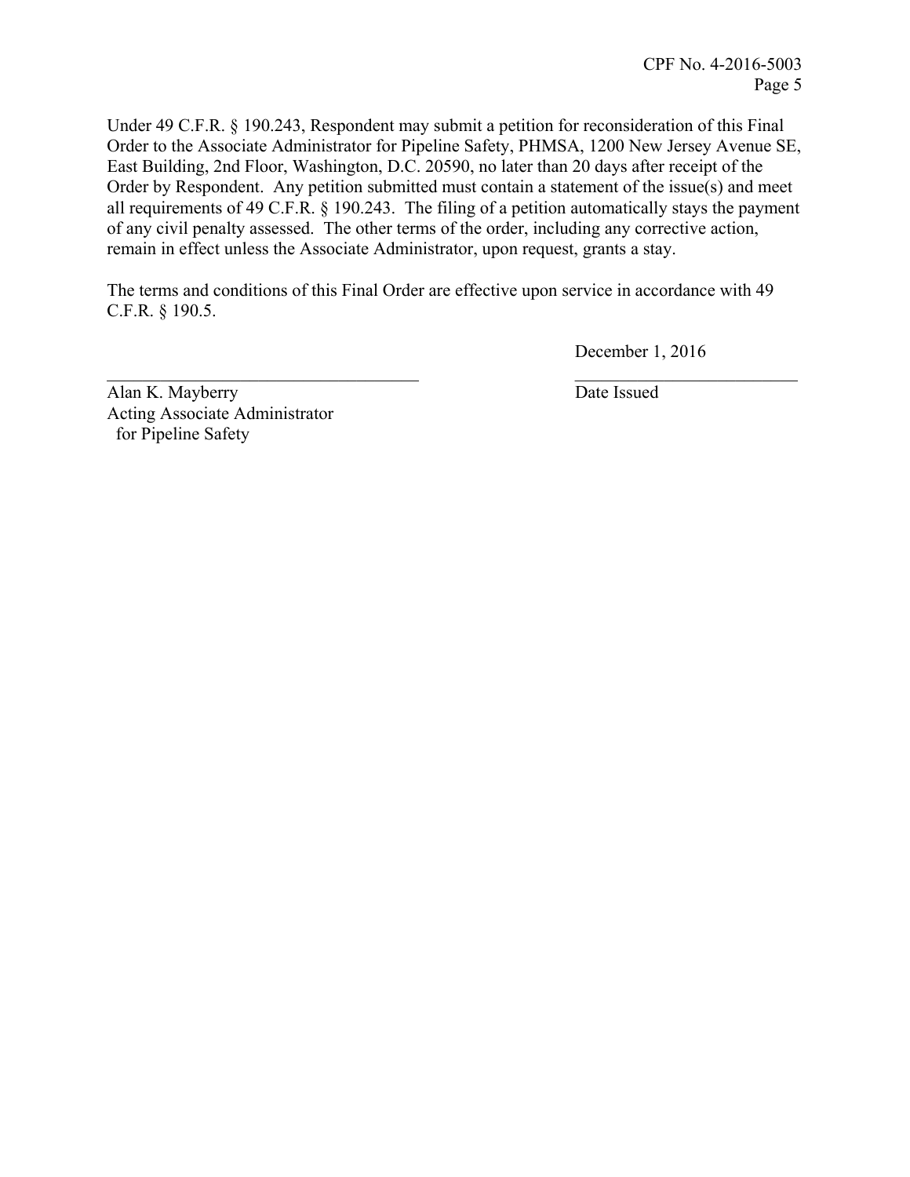Under 49 C.F.R. § 190.243, Respondent may submit a petition for reconsideration of this Final Order to the Associate Administrator for Pipeline Safety, PHMSA, 1200 New Jersey Avenue SE, East Building, 2nd Floor, Washington, D.C. 20590, no later than 20 days after receipt of the Order by Respondent. Any petition submitted must contain a statement of the issue(s) and meet all requirements of 49 C.F.R. § 190.243. The filing of a petition automatically stays the payment of any civil penalty assessed. The other terms of the order, including any corrective action, remain in effect unless the Associate Administrator, upon request, grants a stay.

The terms and conditions of this Final Order are effective upon service in accordance with 49 C.F.R. § 190.5.

| | |
|---|---|
| ___________________________________ | December 1, 2016 |
| Alan K. Mayberry<br>Acting Associate Administrator<br>for Pipeline Safety | Date Issued |